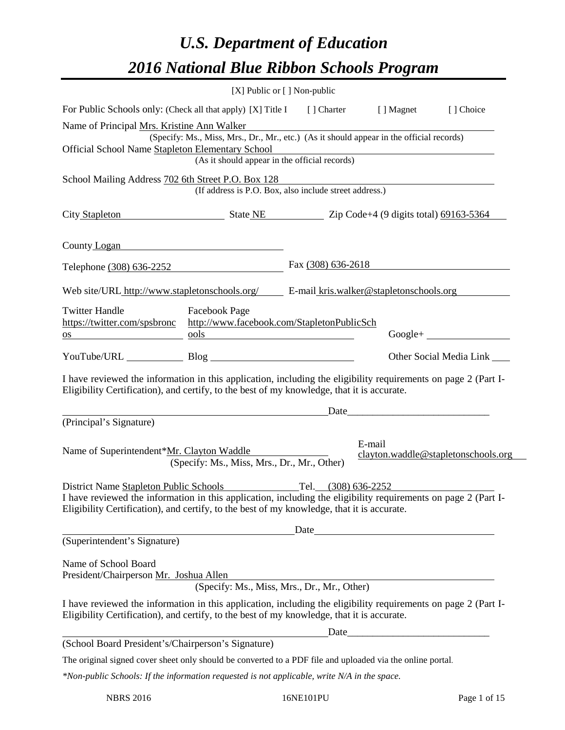# *U.S. Department of Education*

# *2016 National Blue Ribbon Schools Program*

[X] Public or [ ] Non-public

For Public Schools only: (Check all that apply) [X] Title I [ ] Charter [ ] Magnet [ ] Choice

Name of Principal Mrs. Kristine Ann Walker
(Specify: Ms., Miss, Mrs., Dr., Mr., etc.) (As it should appear in the official records)

Official School Name Stapleton Elementary School
(As it should appear in the official records)

School Mailing Address 702 6th Street P.O. Box 128
(If address is P.O. Box, also include street address.)

City Stapleton State NE Zip Code+4 (9 digits total) 69163-5364

County Logan

Telephone (308) 636-2252 Fax (308) 636-2618

Web site/URL http://www.stapletonschools.org/ E-mail kris.walker@stapletonschools.org

Twitter Handle https://twitter.com/spsbroncos Facebook Page http://www.facebook.com/StapletonPublicSchools Google+

YouTube/URL Blog Other Social Media Link

I have reviewed the information in this application, including the eligibility requirements on page 2 (Part I-Eligibility Certification), and certify, to the best of my knowledge, that it is accurate.

Date\_\_\_\_\_\_\_\_\_\_\_\_\_\_\_\_\_\_\_\_\_\_\_\_\_\_\_\_\_

(Principal's Signature)

Name of Superintendent*Mr. Clayton Waddle E-mail clayton.waddle@stapletonschools.org
(Specify: Ms., Miss, Mrs., Dr., Mr., Other)

District Name Stapleton Public Schools Tel. (308) 636-2252

I have reviewed the information in this application, including the eligibility requirements on page 2 (Part I-Eligibility Certification), and certify, to the best of my knowledge, that it is accurate.

Date\_\_\_\_\_\_\_\_\_\_\_\_\_\_\_\_\_\_\_\_\_\_\_\_\_\_\_\_\_

(Superintendent's Signature)

Name of School Board President/Chairperson Mr. Joshua Allen
(Specify: Ms., Miss, Mrs., Dr., Mr., Other)

I have reviewed the information in this application, including the eligibility requirements on page 2 (Part I-Eligibility Certification), and certify, to the best of my knowledge, that it is accurate.

Date\_\_\_\_\_\_\_\_\_\_\_\_\_\_\_\_\_\_\_\_\_\_\_\_\_\_\_\_\_

(School Board President's/Chairperson's Signature)

The original signed cover sheet only should be converted to a PDF file and uploaded via the online portal.

*\*Non-public Schools: If the information requested is not applicable, write N/A in the space.*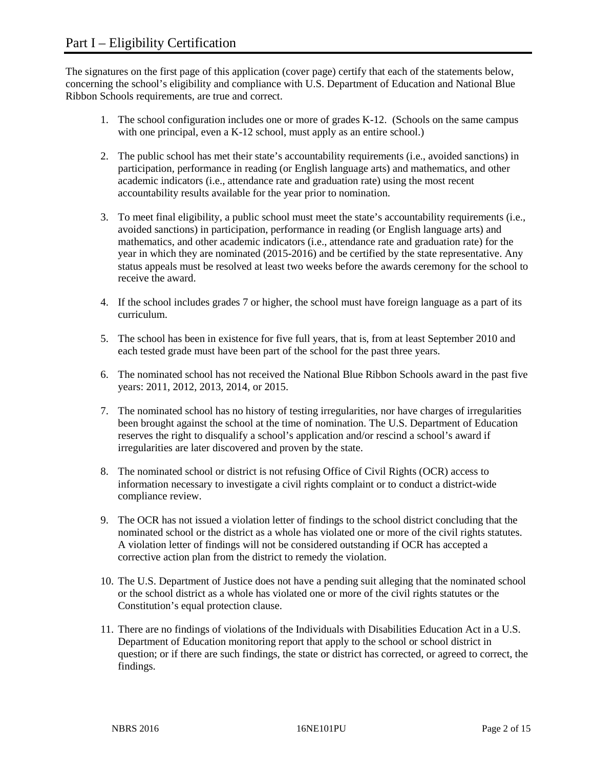# Part I – Eligibility Certification

The signatures on the first page of this application (cover page) certify that each of the statements below, concerning the school's eligibility and compliance with U.S. Department of Education and National Blue Ribbon Schools requirements, are true and correct.

1. The school configuration includes one or more of grades K-12. (Schools on the same campus with one principal, even a K-12 school, must apply as an entire school.)

2. The public school has met their state's accountability requirements (i.e., avoided sanctions) in participation, performance in reading (or English language arts) and mathematics, and other academic indicators (i.e., attendance rate and graduation rate) using the most recent accountability results available for the year prior to nomination.

3. To meet final eligibility, a public school must meet the state's accountability requirements (i.e., avoided sanctions) in participation, performance in reading (or English language arts) and mathematics, and other academic indicators (i.e., attendance rate and graduation rate) for the year in which they are nominated (2015-2016) and be certified by the state representative. Any status appeals must be resolved at least two weeks before the awards ceremony for the school to receive the award.

4. If the school includes grades 7 or higher, the school must have foreign language as a part of its curriculum.

5. The school has been in existence for five full years, that is, from at least September 2010 and each tested grade must have been part of the school for the past three years.

6. The nominated school has not received the National Blue Ribbon Schools award in the past five years: 2011, 2012, 2013, 2014, or 2015.

7. The nominated school has no history of testing irregularities, nor have charges of irregularities been brought against the school at the time of nomination. The U.S. Department of Education reserves the right to disqualify a school's application and/or rescind a school's award if irregularities are later discovered and proven by the state.

8. The nominated school or district is not refusing Office of Civil Rights (OCR) access to information necessary to investigate a civil rights complaint or to conduct a district-wide compliance review.

9. The OCR has not issued a violation letter of findings to the school district concluding that the nominated school or the district as a whole has violated one or more of the civil rights statutes. A violation letter of findings will not be considered outstanding if OCR has accepted a corrective action plan from the district to remedy the violation.

10. The U.S. Department of Justice does not have a pending suit alleging that the nominated school or the school district as a whole has violated one or more of the civil rights statutes or the Constitution's equal protection clause.

11. There are no findings of violations of the Individuals with Disabilities Education Act in a U.S. Department of Education monitoring report that apply to the school or school district in question; or if there are such findings, the state or district has corrected, or agreed to correct, the findings.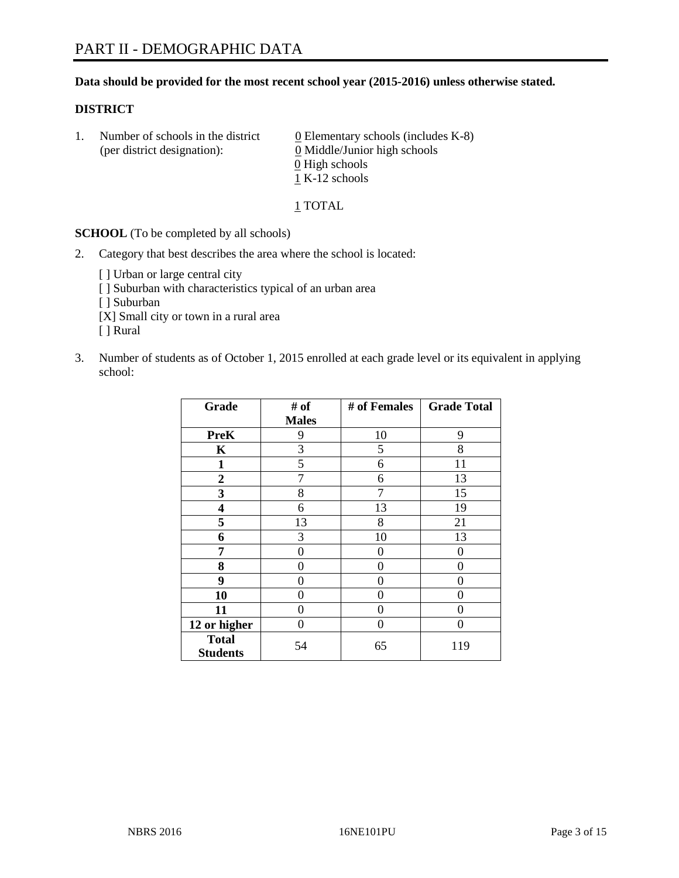# PART II - DEMOGRAPHIC DATA

**Data should be provided for the most recent school year (2015-2016) unless otherwise stated.**

**DISTRICT**

1. Number of schools in the district (per district designation):
   - 0 Elementary schools (includes K-8)
   - 0 Middle/Junior high schools
   - 0 High schools
   - 1 K-12 schools

   1 TOTAL

**SCHOOL** (To be completed by all schools)

2. Category that best describes the area where the school is located:

   [ ] Urban or large central city
   [ ] Suburban with characteristics typical of an urban area
   [ ] Suburban
   [X] Small city or town in a rural area
   [ ] Rural

3. Number of students as of October 1, 2015 enrolled at each grade level or its equivalent in applying school:

| Grade | # of Males | # of Females | Grade Total |
|---|---|---|---|
| **PreK** | 9 | 10 | 9 |
| **K** | 3 | 5 | 8 |
| **1** | 5 | 6 | 11 |
| **2** | 7 | 6 | 13 |
| **3** | 8 | 7 | 15 |
| **4** | 6 | 13 | 19 |
| **5** | 13 | 8 | 21 |
| **6** | 3 | 10 | 13 |
| **7** | 0 | 0 | 0 |
| **8** | 0 | 0 | 0 |
| **9** | 0 | 0 | 0 |
| **10** | 0 | 0 | 0 |
| **11** | 0 | 0 | 0 |
| **12 or higher** | 0 | 0 | 0 |
| **Total Students** | 54 | 65 | 119 |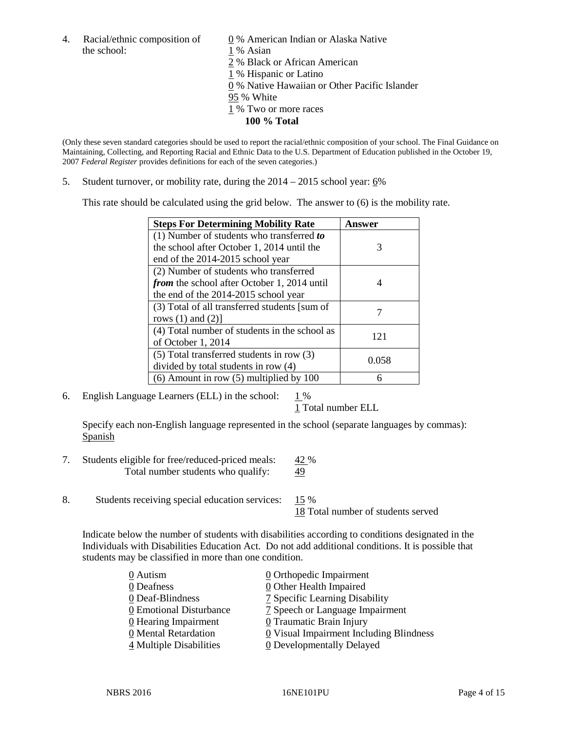4. Racial/ethnic composition of the school:

0 % American Indian or Alaska Native
1 % Asian
2 % Black or African American
1 % Hispanic or Latino
0 % Native Hawaiian or Other Pacific Islander
95 % White
1 % Two or more races
**100 % Total**

(Only these seven standard categories should be used to report the racial/ethnic composition of your school. The Final Guidance on Maintaining, Collecting, and Reporting Racial and Ethnic Data to the U.S. Department of Education published in the October 19, 2007 *Federal Register* provides definitions for each of the seven categories.)

5. Student turnover, or mobility rate, during the 2014 – 2015 school year: 6%

This rate should be calculated using the grid below. The answer to (6) is the mobility rate.

| **Steps For Determining Mobility Rate** | **Answer** |
|---|---|
| (1) Number of students who transferred ***to*** the school after October 1, 2014 until the end of the 2014-2015 school year | 3 |
| (2) Number of students who transferred ***from*** the school after October 1, 2014 until the end of the 2014-2015 school year | 4 |
| (3) Total of all transferred students [sum of rows (1) and (2)] | 7 |
| (4) Total number of students in the school as of October 1, 2014 | 121 |
| (5) Total transferred students in row (3) divided by total students in row (4) | 0.058 |
| (6) Amount in row (5) multiplied by 100 | 6 |

6. English Language Learners (ELL) in the school: 1 %
1 Total number ELL

Specify each non-English language represented in the school (separate languages by commas): Spanish

7. Students eligible for free/reduced-priced meals: 42 %
Total number students who qualify: 49

8. Students receiving special education services: 15 %
18 Total number of students served

Indicate below the number of students with disabilities according to conditions designated in the Individuals with Disabilities Education Act. Do not add additional conditions. It is possible that students may be classified in more than one condition.

0 Autism
0 Deafness
0 Deaf-Blindness
0 Emotional Disturbance
0 Hearing Impairment
0 Mental Retardation
4 Multiple Disabilities
0 Orthopedic Impairment
0 Other Health Impaired
7 Specific Learning Disability
7 Speech or Language Impairment
0 Traumatic Brain Injury
0 Visual Impairment Including Blindness
0 Developmentally Delayed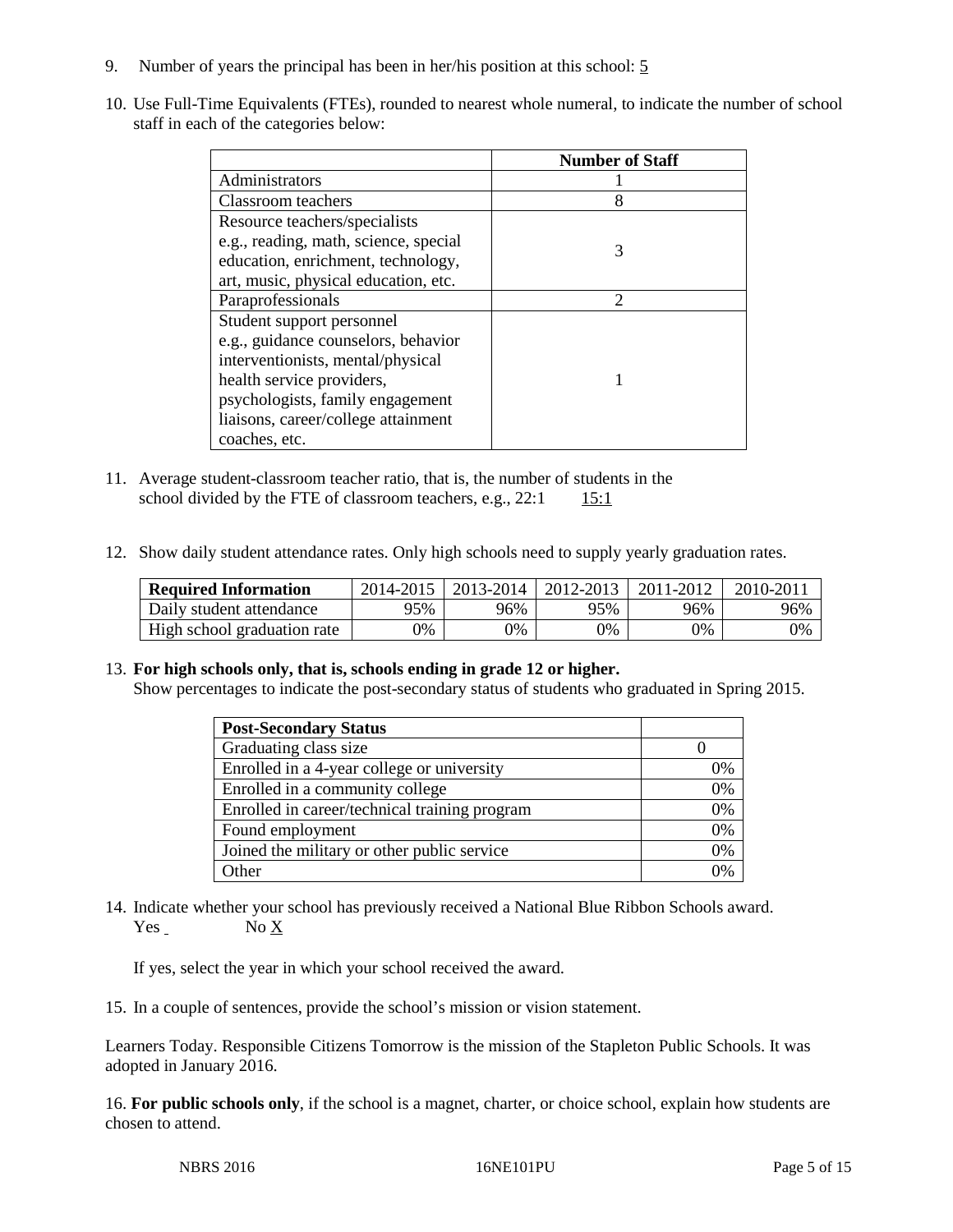9. Number of years the principal has been in her/his position at this school: 5

10. Use Full-Time Equivalents (FTEs), rounded to nearest whole numeral, to indicate the number of school staff in each of the categories below:

| | Number of Staff |
|---|---|
| Administrators | 1 |
| Classroom teachers | 8 |
| Resource teachers/specialists e.g., reading, math, science, special education, enrichment, technology, art, music, physical education, etc. | 3 |
| Paraprofessionals | 2 |
| Student support personnel e.g., guidance counselors, behavior interventionists, mental/physical health service providers, psychologists, family engagement liaisons, career/college attainment coaches, etc. | 1 |

11. Average student-classroom teacher ratio, that is, the number of students in the school divided by the FTE of classroom teachers, e.g., 22:1 15:1

12. Show daily student attendance rates. Only high schools need to supply yearly graduation rates.

| Required Information | 2014-2015 | 2013-2014 | 2012-2013 | 2011-2012 | 2010-2011 |
|---|---|---|---|---|---|
| Daily student attendance | 95% | 96% | 95% | 96% | 96% |
| High school graduation rate | 0% | 0% | 0% | 0% | 0% |

13. **For high schools only, that is, schools ending in grade 12 or higher.**
Show percentages to indicate the post-secondary status of students who graduated in Spring 2015.

| Post-Secondary Status | |
|---|---|
| Graduating class size | 0 |
| Enrolled in a 4-year college or university | 0% |
| Enrolled in a community college | 0% |
| Enrolled in career/technical training program | 0% |
| Found employment | 0% |
| Joined the military or other public service | 0% |
| Other | 0% |

14. Indicate whether your school has previously received a National Blue Ribbon Schools award.
Yes No X

If yes, select the year in which your school received the award.

15. In a couple of sentences, provide the school's mission or vision statement.

Learners Today. Responsible Citizens Tomorrow is the mission of the Stapleton Public Schools. It was adopted in January 2016.

16. **For public schools only**, if the school is a magnet, charter, or choice school, explain how students are chosen to attend.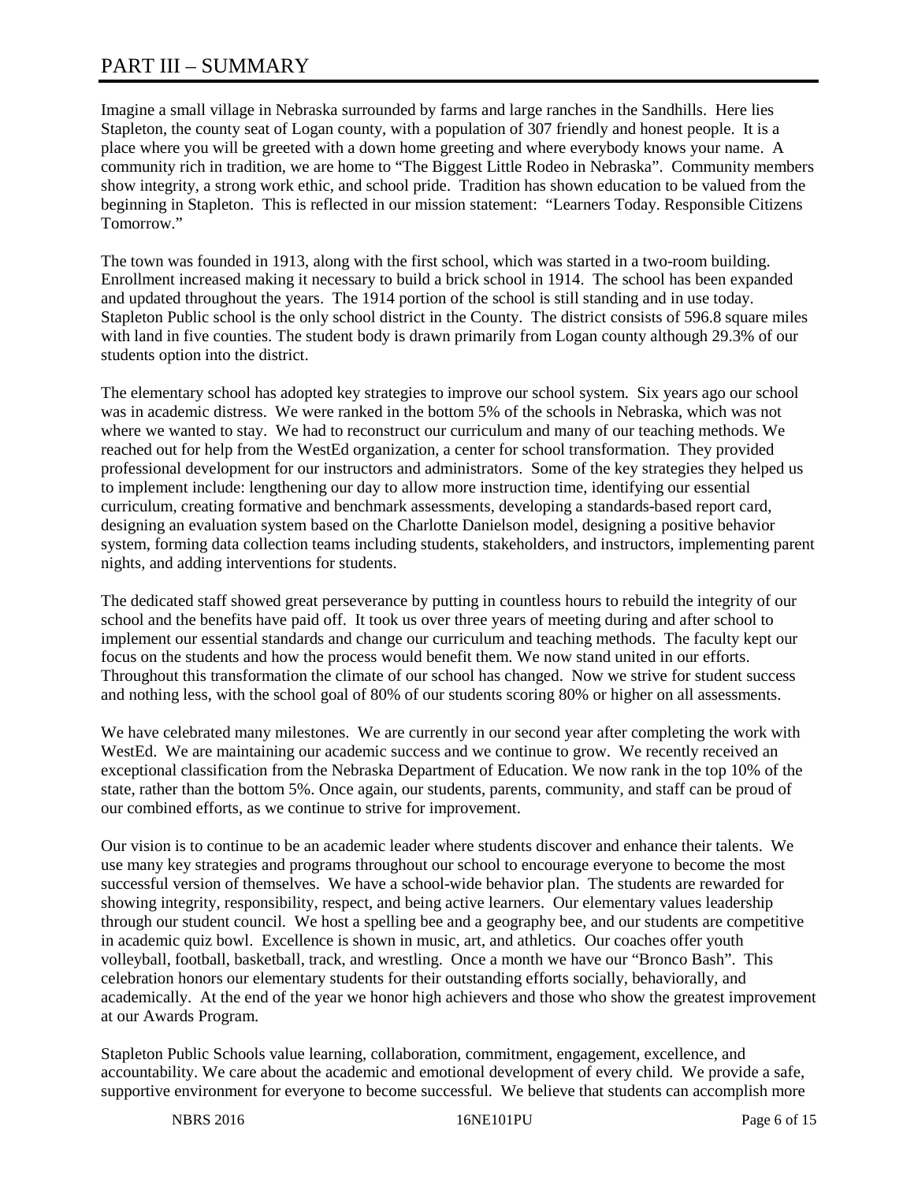# PART III – SUMMARY

Imagine a small village in Nebraska surrounded by farms and large ranches in the Sandhills. Here lies Stapleton, the county seat of Logan county, with a population of 307 friendly and honest people. It is a place where you will be greeted with a down home greeting and where everybody knows your name. A community rich in tradition, we are home to "The Biggest Little Rodeo in Nebraska". Community members show integrity, a strong work ethic, and school pride. Tradition has shown education to be valued from the beginning in Stapleton. This is reflected in our mission statement: "Learners Today. Responsible Citizens Tomorrow."

The town was founded in 1913, along with the first school, which was started in a two-room building. Enrollment increased making it necessary to build a brick school in 1914. The school has been expanded and updated throughout the years. The 1914 portion of the school is still standing and in use today. Stapleton Public school is the only school district in the County. The district consists of 596.8 square miles with land in five counties. The student body is drawn primarily from Logan county although 29.3% of our students option into the district.

The elementary school has adopted key strategies to improve our school system. Six years ago our school was in academic distress. We were ranked in the bottom 5% of the schools in Nebraska, which was not where we wanted to stay. We had to reconstruct our curriculum and many of our teaching methods. We reached out for help from the WestEd organization, a center for school transformation. They provided professional development for our instructors and administrators. Some of the key strategies they helped us to implement include: lengthening our day to allow more instruction time, identifying our essential curriculum, creating formative and benchmark assessments, developing a standards-based report card, designing an evaluation system based on the Charlotte Danielson model, designing a positive behavior system, forming data collection teams including students, stakeholders, and instructors, implementing parent nights, and adding interventions for students.

The dedicated staff showed great perseverance by putting in countless hours to rebuild the integrity of our school and the benefits have paid off. It took us over three years of meeting during and after school to implement our essential standards and change our curriculum and teaching methods. The faculty kept our focus on the students and how the process would benefit them. We now stand united in our efforts. Throughout this transformation the climate of our school has changed. Now we strive for student success and nothing less, with the school goal of 80% of our students scoring 80% or higher on all assessments.

We have celebrated many milestones. We are currently in our second year after completing the work with WestEd. We are maintaining our academic success and we continue to grow. We recently received an exceptional classification from the Nebraska Department of Education. We now rank in the top 10% of the state, rather than the bottom 5%. Once again, our students, parents, community, and staff can be proud of our combined efforts, as we continue to strive for improvement.

Our vision is to continue to be an academic leader where students discover and enhance their talents. We use many key strategies and programs throughout our school to encourage everyone to become the most successful version of themselves. We have a school-wide behavior plan. The students are rewarded for showing integrity, responsibility, respect, and being active learners. Our elementary values leadership through our student council. We host a spelling bee and a geography bee, and our students are competitive in academic quiz bowl. Excellence is shown in music, art, and athletics. Our coaches offer youth volleyball, football, basketball, track, and wrestling. Once a month we have our "Bronco Bash". This celebration honors our elementary students for their outstanding efforts socially, behaviorally, and academically. At the end of the year we honor high achievers and those who show the greatest improvement at our Awards Program.

Stapleton Public Schools value learning, collaboration, commitment, engagement, excellence, and accountability. We care about the academic and emotional development of every child. We provide a safe, supportive environment for everyone to become successful. We believe that students can accomplish more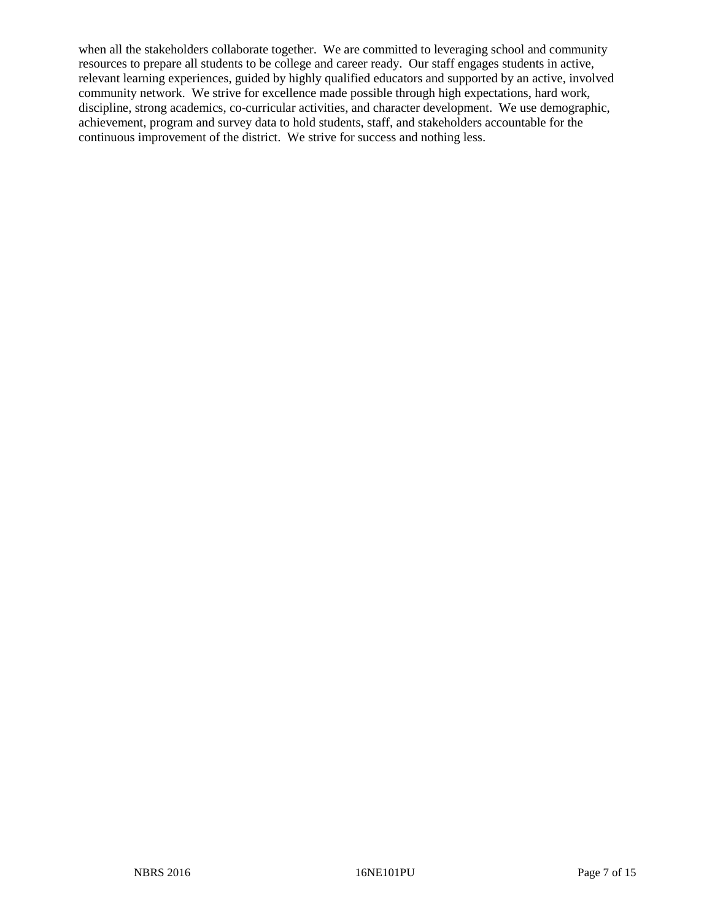when all the stakeholders collaborate together. We are committed to leveraging school and community resources to prepare all students to be college and career ready. Our staff engages students in active, relevant learning experiences, guided by highly qualified educators and supported by an active, involved community network. We strive for excellence made possible through high expectations, hard work, discipline, strong academics, co-curricular activities, and character development. We use demographic, achievement, program and survey data to hold students, staff, and stakeholders accountable for the continuous improvement of the district. We strive for success and nothing less.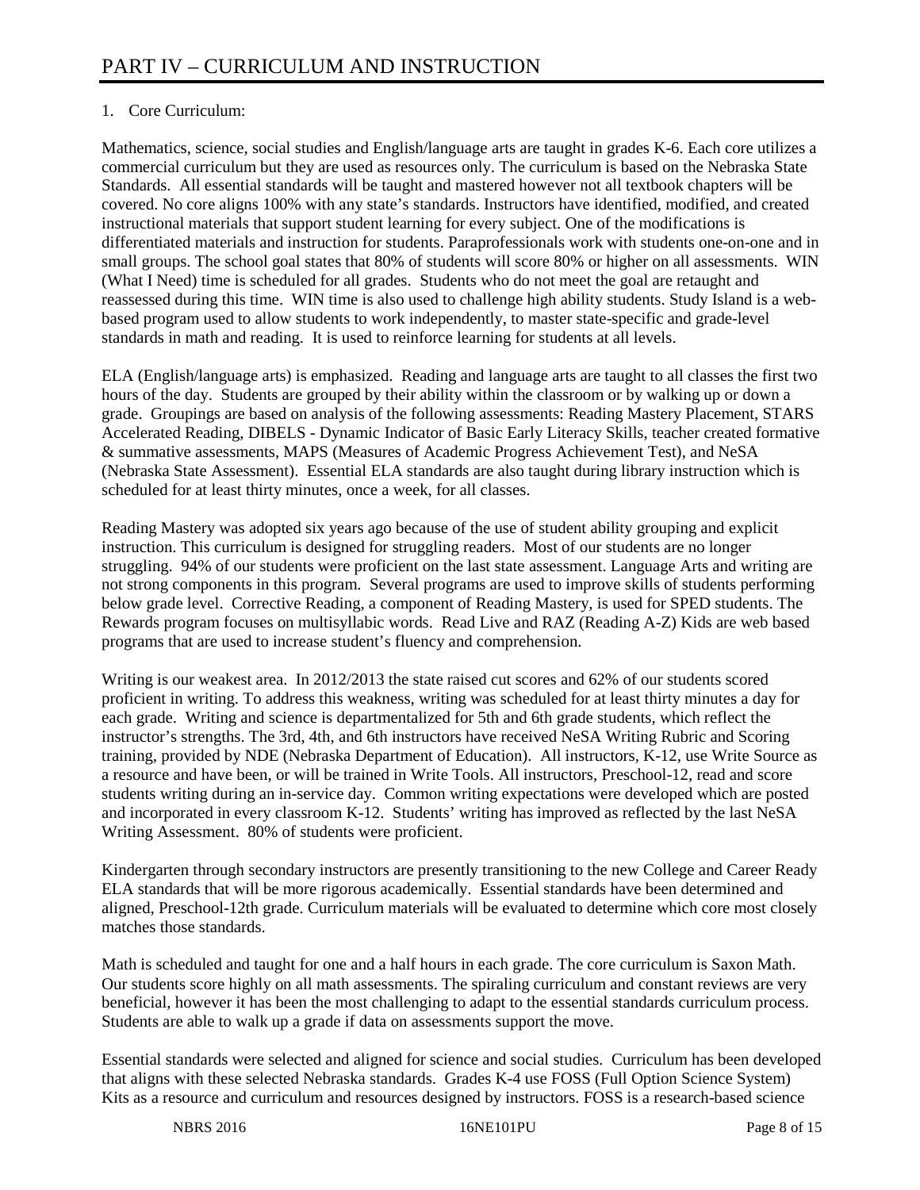# PART IV – CURRICULUM AND INSTRUCTION

1. Core Curriculum:

Mathematics, science, social studies and English/language arts are taught in grades K-6. Each core utilizes a commercial curriculum but they are used as resources only. The curriculum is based on the Nebraska State Standards. All essential standards will be taught and mastered however not all textbook chapters will be covered. No core aligns 100% with any state's standards. Instructors have identified, modified, and created instructional materials that support student learning for every subject. One of the modifications is differentiated materials and instruction for students. Paraprofessionals work with students one-on-one and in small groups. The school goal states that 80% of students will score 80% or higher on all assessments. WIN (What I Need) time is scheduled for all grades. Students who do not meet the goal are retaught and reassessed during this time. WIN time is also used to challenge high ability students. Study Island is a web-based program used to allow students to work independently, to master state-specific and grade-level standards in math and reading. It is used to reinforce learning for students at all levels.

ELA (English/language arts) is emphasized. Reading and language arts are taught to all classes the first two hours of the day. Students are grouped by their ability within the classroom or by walking up or down a grade. Groupings are based on analysis of the following assessments: Reading Mastery Placement, STARS Accelerated Reading, DIBELS - Dynamic Indicator of Basic Early Literacy Skills, teacher created formative & summative assessments, MAPS (Measures of Academic Progress Achievement Test), and NeSA (Nebraska State Assessment). Essential ELA standards are also taught during library instruction which is scheduled for at least thirty minutes, once a week, for all classes.

Reading Mastery was adopted six years ago because of the use of student ability grouping and explicit instruction. This curriculum is designed for struggling readers. Most of our students are no longer struggling. 94% of our students were proficient on the last state assessment. Language Arts and writing are not strong components in this program. Several programs are used to improve skills of students performing below grade level. Corrective Reading, a component of Reading Mastery, is used for SPED students. The Rewards program focuses on multisyllabic words. Read Live and RAZ (Reading A-Z) Kids are web based programs that are used to increase student's fluency and comprehension.

Writing is our weakest area. In 2012/2013 the state raised cut scores and 62% of our students scored proficient in writing. To address this weakness, writing was scheduled for at least thirty minutes a day for each grade. Writing and science is departmentalized for 5th and 6th grade students, which reflect the instructor's strengths. The 3rd, 4th, and 6th instructors have received NeSA Writing Rubric and Scoring training, provided by NDE (Nebraska Department of Education). All instructors, K-12, use Write Source as a resource and have been, or will be trained in Write Tools. All instructors, Preschool-12, read and score students writing during an in-service day. Common writing expectations were developed which are posted and incorporated in every classroom K-12. Students' writing has improved as reflected by the last NeSA Writing Assessment. 80% of students were proficient.

Kindergarten through secondary instructors are presently transitioning to the new College and Career Ready ELA standards that will be more rigorous academically. Essential standards have been determined and aligned, Preschool-12th grade. Curriculum materials will be evaluated to determine which core most closely matches those standards.

Math is scheduled and taught for one and a half hours in each grade. The core curriculum is Saxon Math. Our students score highly on all math assessments. The spiraling curriculum and constant reviews are very beneficial, however it has been the most challenging to adapt to the essential standards curriculum process. Students are able to walk up a grade if data on assessments support the move.

Essential standards were selected and aligned for science and social studies. Curriculum has been developed that aligns with these selected Nebraska standards. Grades K-4 use FOSS (Full Option Science System) Kits as a resource and curriculum and resources designed by instructors. FOSS is a research-based science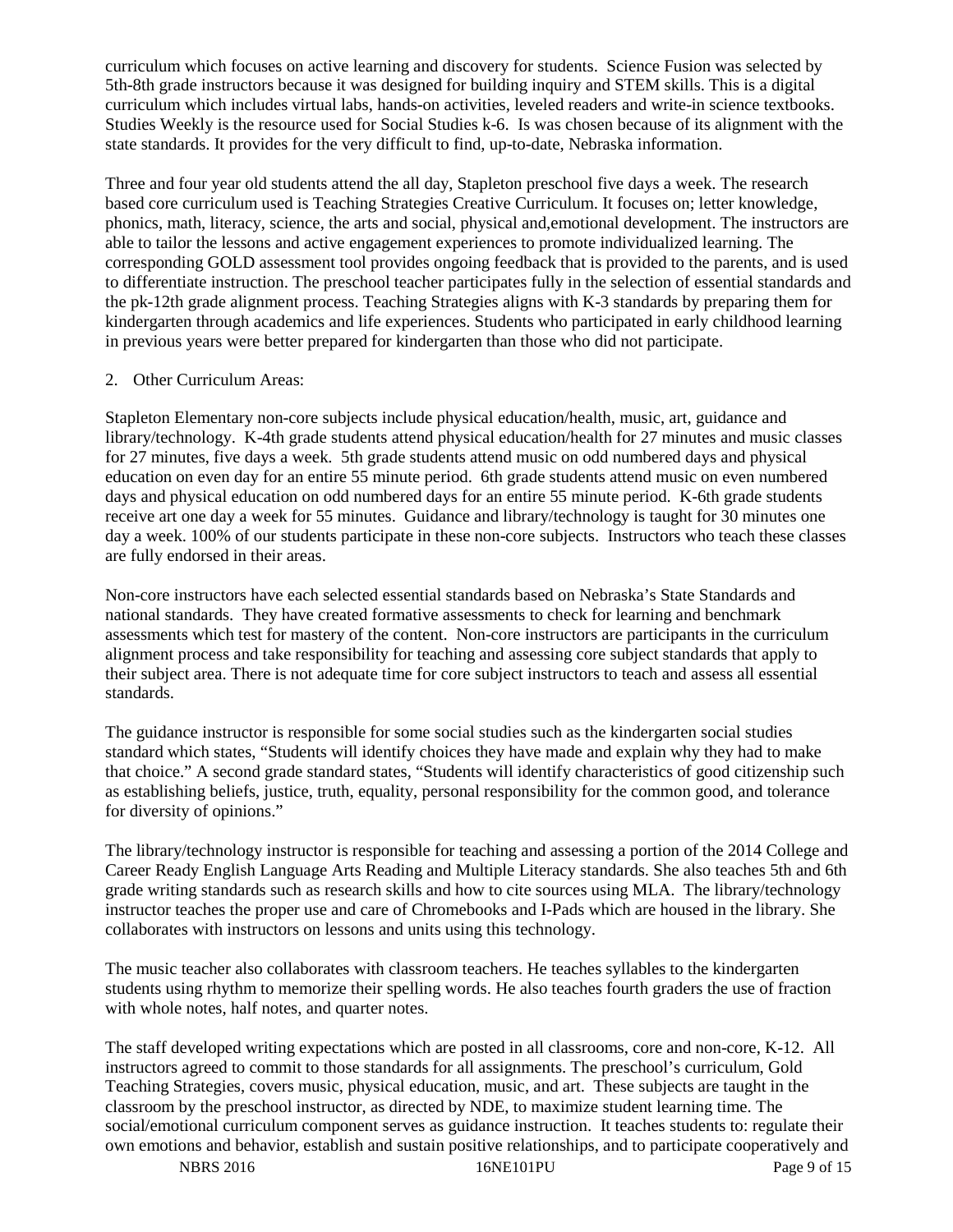curriculum which focuses on active learning and discovery for students. Science Fusion was selected by 5th-8th grade instructors because it was designed for building inquiry and STEM skills. This is a digital curriculum which includes virtual labs, hands-on activities, leveled readers and write-in science textbooks. Studies Weekly is the resource used for Social Studies k-6. Is was chosen because of its alignment with the state standards. It provides for the very difficult to find, up-to-date, Nebraska information.

Three and four year old students attend the all day, Stapleton preschool five days a week. The research based core curriculum used is Teaching Strategies Creative Curriculum. It focuses on; letter knowledge, phonics, math, literacy, science, the arts and social, physical and,emotional development. The instructors are able to tailor the lessons and active engagement experiences to promote individualized learning. The corresponding GOLD assessment tool provides ongoing feedback that is provided to the parents, and is used to differentiate instruction. The preschool teacher participates fully in the selection of essential standards and the pk-12th grade alignment process. Teaching Strategies aligns with K-3 standards by preparing them for kindergarten through academics and life experiences. Students who participated in early childhood learning in previous years were better prepared for kindergarten than those who did not participate.

2. Other Curriculum Areas:

Stapleton Elementary non-core subjects include physical education/health, music, art, guidance and library/technology. K-4th grade students attend physical education/health for 27 minutes and music classes for 27 minutes, five days a week. 5th grade students attend music on odd numbered days and physical education on even day for an entire 55 minute period. 6th grade students attend music on even numbered days and physical education on odd numbered days for an entire 55 minute period. K-6th grade students receive art one day a week for 55 minutes. Guidance and library/technology is taught for 30 minutes one day a week. 100% of our students participate in these non-core subjects. Instructors who teach these classes are fully endorsed in their areas.

Non-core instructors have each selected essential standards based on Nebraska's State Standards and national standards. They have created formative assessments to check for learning and benchmark assessments which test for mastery of the content. Non-core instructors are participants in the curriculum alignment process and take responsibility for teaching and assessing core subject standards that apply to their subject area. There is not adequate time for core subject instructors to teach and assess all essential standards.

The guidance instructor is responsible for some social studies such as the kindergarten social studies standard which states, "Students will identify choices they have made and explain why they had to make that choice." A second grade standard states, "Students will identify characteristics of good citizenship such as establishing beliefs, justice, truth, equality, personal responsibility for the common good, and tolerance for diversity of opinions."

The library/technology instructor is responsible for teaching and assessing a portion of the 2014 College and Career Ready English Language Arts Reading and Multiple Literacy standards. She also teaches 5th and 6th grade writing standards such as research skills and how to cite sources using MLA. The library/technology instructor teaches the proper use and care of Chromebooks and I-Pads which are housed in the library. She collaborates with instructors on lessons and units using this technology.

The music teacher also collaborates with classroom teachers. He teaches syllables to the kindergarten students using rhythm to memorize their spelling words. He also teaches fourth graders the use of fraction with whole notes, half notes, and quarter notes.

The staff developed writing expectations which are posted in all classrooms, core and non-core, K-12. All instructors agreed to commit to those standards for all assignments. The preschool's curriculum, Gold Teaching Strategies, covers music, physical education, music, and art. These subjects are taught in the classroom by the preschool instructor, as directed by NDE, to maximize student learning time. The social/emotional curriculum component serves as guidance instruction. It teaches students to: regulate their own emotions and behavior, establish and sustain positive relationships, and to participate cooperatively and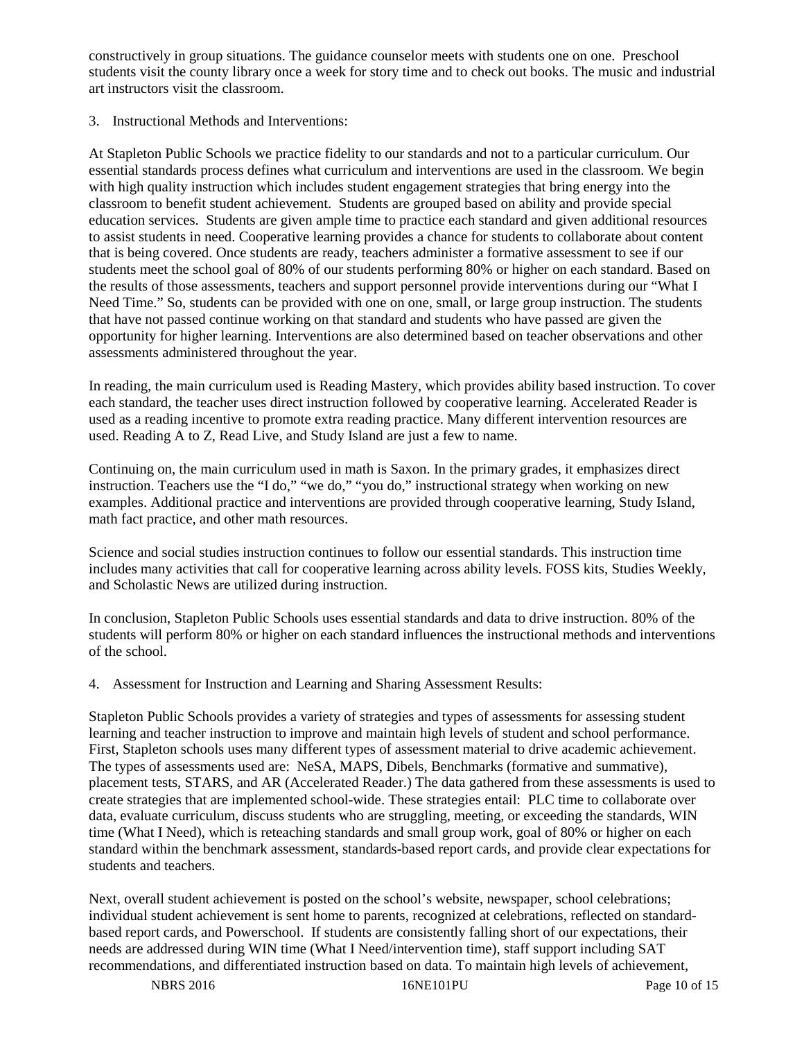constructively in group situations. The guidance counselor meets with students one on one. Preschool students visit the county library once a week for story time and to check out books. The music and industrial art instructors visit the classroom.

3. Instructional Methods and Interventions:

At Stapleton Public Schools we practice fidelity to our standards and not to a particular curriculum. Our essential standards process defines what curriculum and interventions are used in the classroom. We begin with high quality instruction which includes student engagement strategies that bring energy into the classroom to benefit student achievement. Students are grouped based on ability and provide special education services. Students are given ample time to practice each standard and given additional resources to assist students in need. Cooperative learning provides a chance for students to collaborate about content that is being covered. Once students are ready, teachers administer a formative assessment to see if our students meet the school goal of 80% of our students performing 80% or higher on each standard. Based on the results of those assessments, teachers and support personnel provide interventions during our "What I Need Time." So, students can be provided with one on one, small, or large group instruction. The students that have not passed continue working on that standard and students who have passed are given the opportunity for higher learning. Interventions are also determined based on teacher observations and other assessments administered throughout the year.

In reading, the main curriculum used is Reading Mastery, which provides ability based instruction. To cover each standard, the teacher uses direct instruction followed by cooperative learning. Accelerated Reader is used as a reading incentive to promote extra reading practice. Many different intervention resources are used. Reading A to Z, Read Live, and Study Island are just a few to name.

Continuing on, the main curriculum used in math is Saxon. In the primary grades, it emphasizes direct instruction. Teachers use the "I do," "we do," "you do," instructional strategy when working on new examples. Additional practice and interventions are provided through cooperative learning, Study Island, math fact practice, and other math resources.

Science and social studies instruction continues to follow our essential standards. This instruction time includes many activities that call for cooperative learning across ability levels. FOSS kits, Studies Weekly, and Scholastic News are utilized during instruction.

In conclusion, Stapleton Public Schools uses essential standards and data to drive instruction. 80% of the students will perform 80% or higher on each standard influences the instructional methods and interventions of the school.

4. Assessment for Instruction and Learning and Sharing Assessment Results:

Stapleton Public Schools provides a variety of strategies and types of assessments for assessing student learning and teacher instruction to improve and maintain high levels of student and school performance. First, Stapleton schools uses many different types of assessment material to drive academic achievement. The types of assessments used are: NeSA, MAPS, Dibels, Benchmarks (formative and summative), placement tests, STARS, and AR (Accelerated Reader.) The data gathered from these assessments is used to create strategies that are implemented school-wide. These strategies entail: PLC time to collaborate over data, evaluate curriculum, discuss students who are struggling, meeting, or exceeding the standards, WIN time (What I Need), which is reteaching standards and small group work, goal of 80% or higher on each standard within the benchmark assessment, standards-based report cards, and provide clear expectations for students and teachers.

Next, overall student achievement is posted on the school's website, newspaper, school celebrations; individual student achievement is sent home to parents, recognized at celebrations, reflected on standard-based report cards, and Powerschool. If students are consistently falling short of our expectations, their needs are addressed during WIN time (What I Need/intervention time), staff support including SAT recommendations, and differentiated instruction based on data. To maintain high levels of achievement,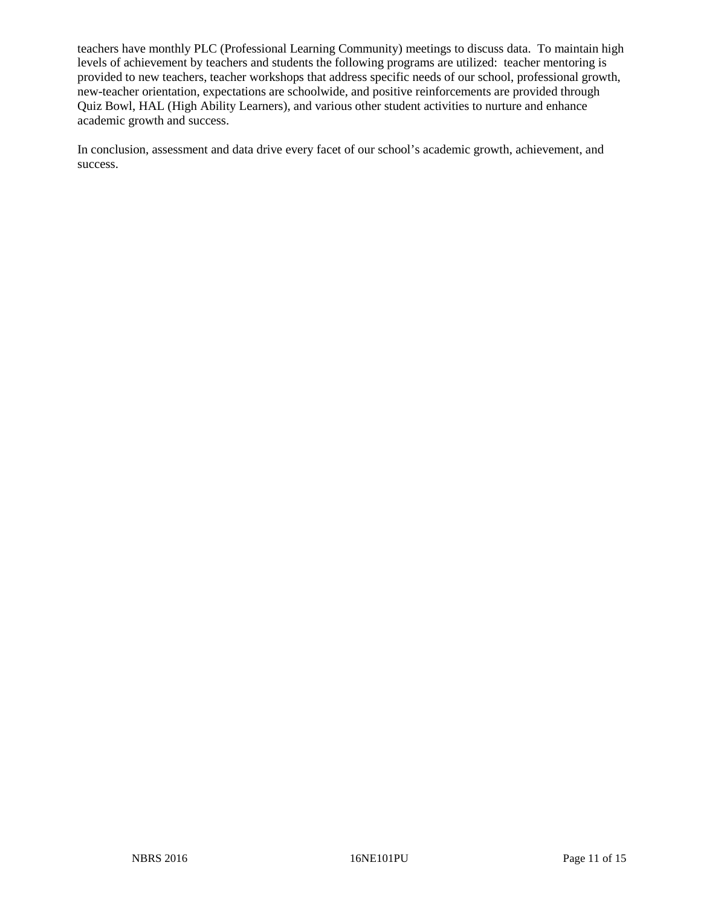teachers have monthly PLC (Professional Learning Community) meetings to discuss data. To maintain high levels of achievement by teachers and students the following programs are utilized: teacher mentoring is provided to new teachers, teacher workshops that address specific needs of our school, professional growth, new-teacher orientation, expectations are schoolwide, and positive reinforcements are provided through Quiz Bowl, HAL (High Ability Learners), and various other student activities to nurture and enhance academic growth and success.

In conclusion, assessment and data drive every facet of our school's academic growth, achievement, and success.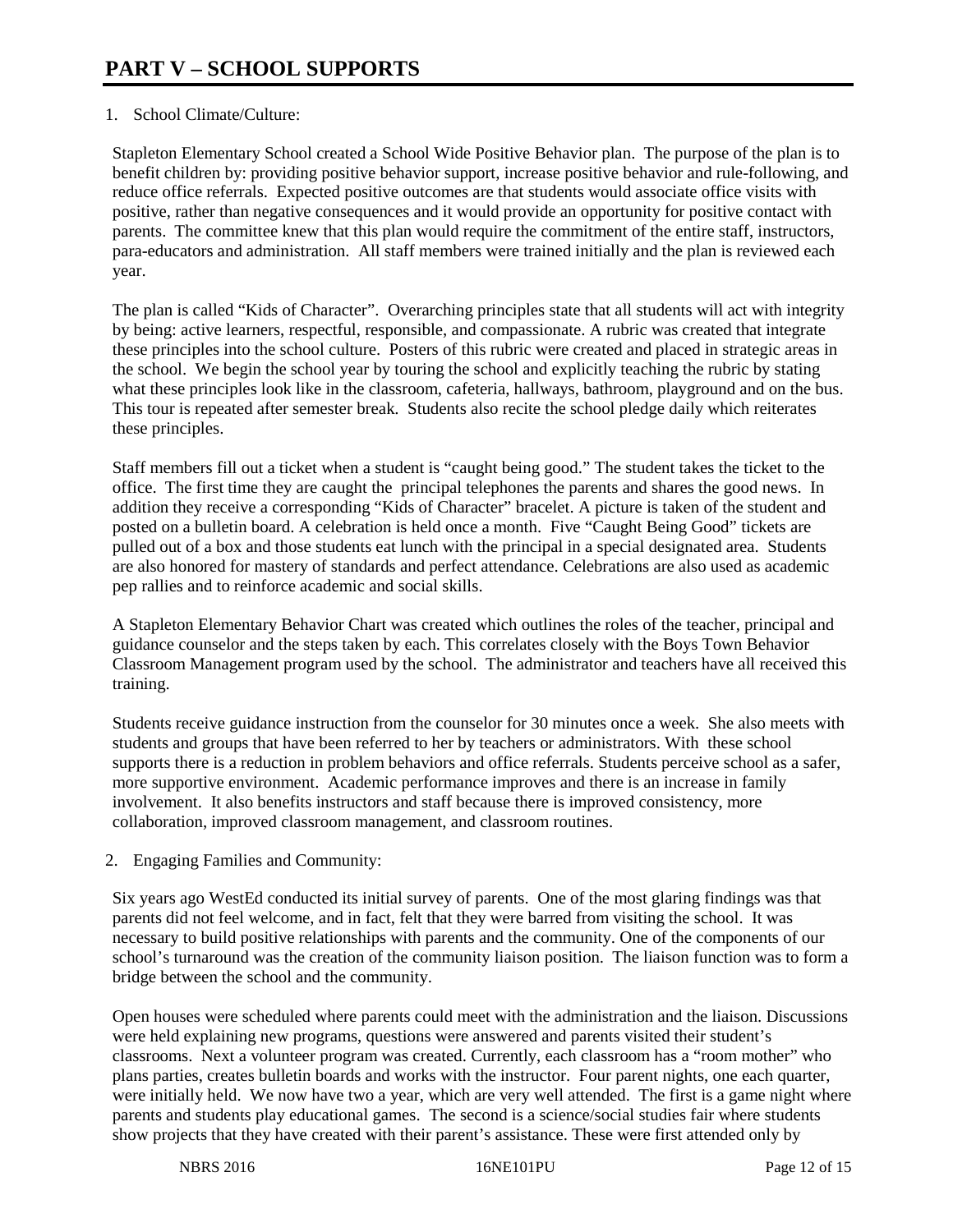# PART V – SCHOOL SUPPORTS

1. School Climate/Culture:

Stapleton Elementary School created a School Wide Positive Behavior plan. The purpose of the plan is to benefit children by: providing positive behavior support, increase positive behavior and rule-following, and reduce office referrals. Expected positive outcomes are that students would associate office visits with positive, rather than negative consequences and it would provide an opportunity for positive contact with parents. The committee knew that this plan would require the commitment of the entire staff, instructors, para-educators and administration. All staff members were trained initially and the plan is reviewed each year.

The plan is called "Kids of Character". Overarching principles state that all students will act with integrity by being: active learners, respectful, responsible, and compassionate. A rubric was created that integrate these principles into the school culture. Posters of this rubric were created and placed in strategic areas in the school. We begin the school year by touring the school and explicitly teaching the rubric by stating what these principles look like in the classroom, cafeteria, hallways, bathroom, playground and on the bus. This tour is repeated after semester break. Students also recite the school pledge daily which reiterates these principles.

Staff members fill out a ticket when a student is "caught being good." The student takes the ticket to the office. The first time they are caught the principal telephones the parents and shares the good news. In addition they receive a corresponding "Kids of Character" bracelet. A picture is taken of the student and posted on a bulletin board. A celebration is held once a month. Five "Caught Being Good" tickets are pulled out of a box and those students eat lunch with the principal in a special designated area. Students are also honored for mastery of standards and perfect attendance. Celebrations are also used as academic pep rallies and to reinforce academic and social skills.

A Stapleton Elementary Behavior Chart was created which outlines the roles of the teacher, principal and guidance counselor and the steps taken by each. This correlates closely with the Boys Town Behavior Classroom Management program used by the school. The administrator and teachers have all received this training.

Students receive guidance instruction from the counselor for 30 minutes once a week. She also meets with students and groups that have been referred to her by teachers or administrators. With these school supports there is a reduction in problem behaviors and office referrals. Students perceive school as a safer, more supportive environment. Academic performance improves and there is an increase in family involvement. It also benefits instructors and staff because there is improved consistency, more collaboration, improved classroom management, and classroom routines.

2. Engaging Families and Community:

Six years ago WestEd conducted its initial survey of parents. One of the most glaring findings was that parents did not feel welcome, and in fact, felt that they were barred from visiting the school. It was necessary to build positive relationships with parents and the community. One of the components of our school's turnaround was the creation of the community liaison position. The liaison function was to form a bridge between the school and the community.

Open houses were scheduled where parents could meet with the administration and the liaison. Discussions were held explaining new programs, questions were answered and parents visited their student's classrooms. Next a volunteer program was created. Currently, each classroom has a "room mother" who plans parties, creates bulletin boards and works with the instructor. Four parent nights, one each quarter, were initially held. We now have two a year, which are very well attended. The first is a game night where parents and students play educational games. The second is a science/social studies fair where students show projects that they have created with their parent's assistance. These were first attended only by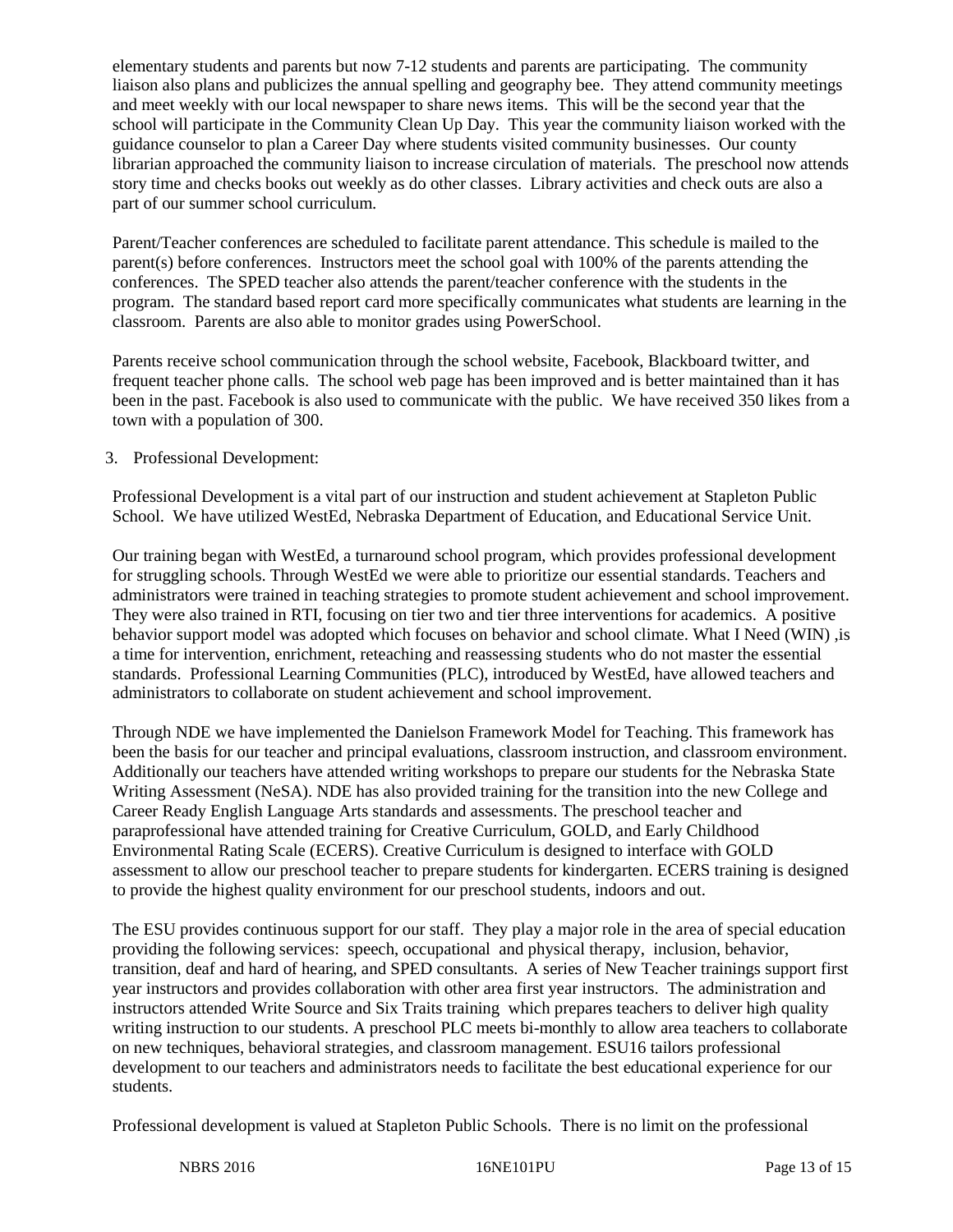elementary students and parents but now 7-12 students and parents are participating. The community liaison also plans and publicizes the annual spelling and geography bee. They attend community meetings and meet weekly with our local newspaper to share news items. This will be the second year that the school will participate in the Community Clean Up Day. This year the community liaison worked with the guidance counselor to plan a Career Day where students visited community businesses. Our county librarian approached the community liaison to increase circulation of materials. The preschool now attends story time and checks books out weekly as do other classes. Library activities and check outs are also a part of our summer school curriculum.

Parent/Teacher conferences are scheduled to facilitate parent attendance. This schedule is mailed to the parent(s) before conferences. Instructors meet the school goal with 100% of the parents attending the conferences. The SPED teacher also attends the parent/teacher conference with the students in the program. The standard based report card more specifically communicates what students are learning in the classroom. Parents are also able to monitor grades using PowerSchool.

Parents receive school communication through the school website, Facebook, Blackboard twitter, and frequent teacher phone calls. The school web page has been improved and is better maintained than it has been in the past. Facebook is also used to communicate with the public. We have received 350 likes from a town with a population of 300.

3. Professional Development:

Professional Development is a vital part of our instruction and student achievement at Stapleton Public School. We have utilized WestEd, Nebraska Department of Education, and Educational Service Unit.

Our training began with WestEd, a turnaround school program, which provides professional development for struggling schools. Through WestEd we were able to prioritize our essential standards. Teachers and administrators were trained in teaching strategies to promote student achievement and school improvement. They were also trained in RTI, focusing on tier two and tier three interventions for academics. A positive behavior support model was adopted which focuses on behavior and school climate. What I Need (WIN) ,is a time for intervention, enrichment, reteaching and reassessing students who do not master the essential standards. Professional Learning Communities (PLC), introduced by WestEd, have allowed teachers and administrators to collaborate on student achievement and school improvement.

Through NDE we have implemented the Danielson Framework Model for Teaching. This framework has been the basis for our teacher and principal evaluations, classroom instruction, and classroom environment. Additionally our teachers have attended writing workshops to prepare our students for the Nebraska State Writing Assessment (NeSA). NDE has also provided training for the transition into the new College and Career Ready English Language Arts standards and assessments. The preschool teacher and paraprofessional have attended training for Creative Curriculum, GOLD, and Early Childhood Environmental Rating Scale (ECERS). Creative Curriculum is designed to interface with GOLD assessment to allow our preschool teacher to prepare students for kindergarten. ECERS training is designed to provide the highest quality environment for our preschool students, indoors and out.

The ESU provides continuous support for our staff. They play a major role in the area of special education providing the following services: speech, occupational and physical therapy, inclusion, behavior, transition, deaf and hard of hearing, and SPED consultants. A series of New Teacher trainings support first year instructors and provides collaboration with other area first year instructors. The administration and instructors attended Write Source and Six Traits training which prepares teachers to deliver high quality writing instruction to our students. A preschool PLC meets bi-monthly to allow area teachers to collaborate on new techniques, behavioral strategies, and classroom management. ESU16 tailors professional development to our teachers and administrators needs to facilitate the best educational experience for our students.

Professional development is valued at Stapleton Public Schools. There is no limit on the professional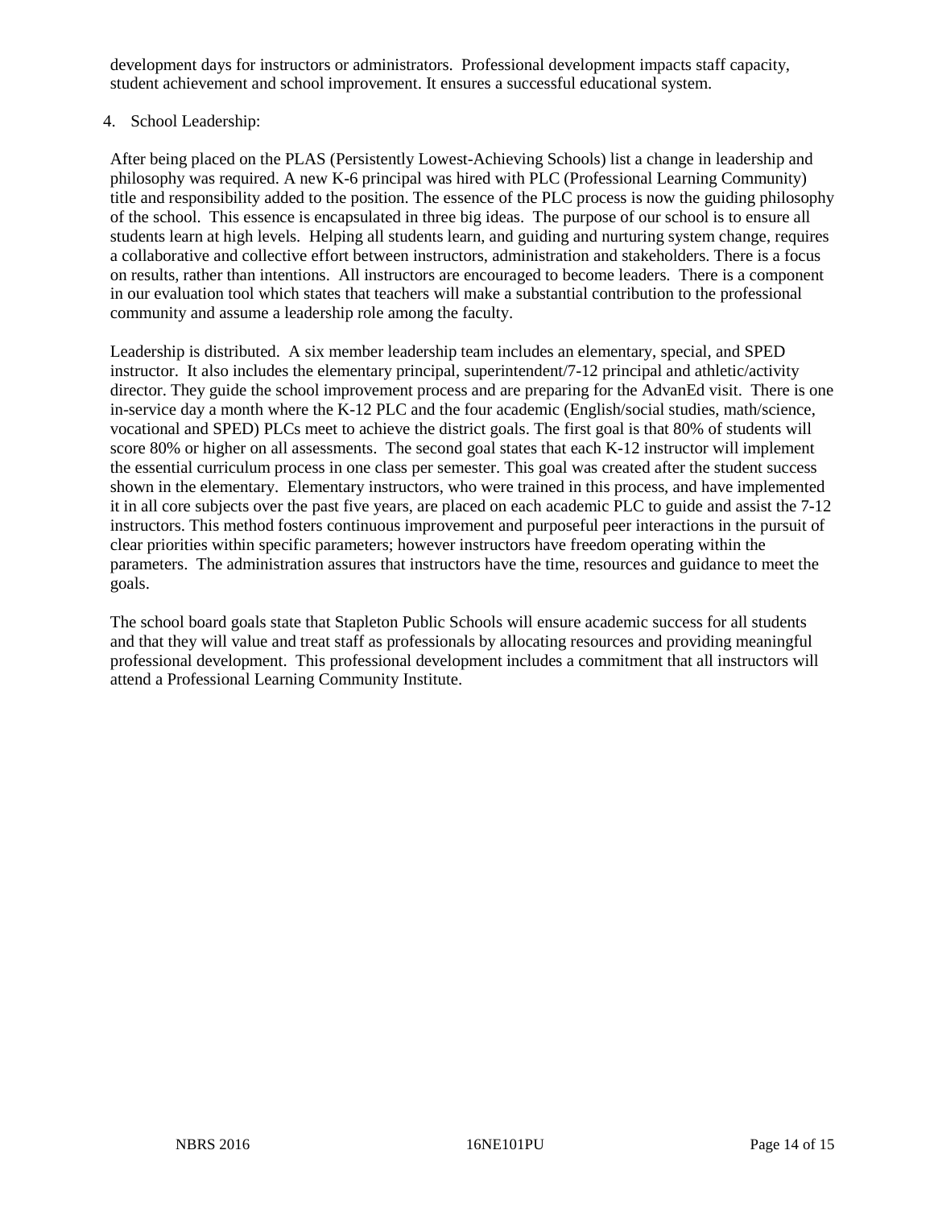development days for instructors or administrators. Professional development impacts staff capacity, student achievement and school improvement. It ensures a successful educational system.

4. School Leadership:

After being placed on the PLAS (Persistently Lowest-Achieving Schools) list a change in leadership and philosophy was required. A new K-6 principal was hired with PLC (Professional Learning Community) title and responsibility added to the position. The essence of the PLC process is now the guiding philosophy of the school. This essence is encapsulated in three big ideas. The purpose of our school is to ensure all students learn at high levels. Helping all students learn, and guiding and nurturing system change, requires a collaborative and collective effort between instructors, administration and stakeholders. There is a focus on results, rather than intentions. All instructors are encouraged to become leaders. There is a component in our evaluation tool which states that teachers will make a substantial contribution to the professional community and assume a leadership role among the faculty.

Leadership is distributed. A six member leadership team includes an elementary, special, and SPED instructor. It also includes the elementary principal, superintendent/7-12 principal and athletic/activity director. They guide the school improvement process and are preparing for the AdvanEd visit. There is one in-service day a month where the K-12 PLC and the four academic (English/social studies, math/science, vocational and SPED) PLCs meet to achieve the district goals. The first goal is that 80% of students will score 80% or higher on all assessments. The second goal states that each K-12 instructor will implement the essential curriculum process in one class per semester. This goal was created after the student success shown in the elementary. Elementary instructors, who were trained in this process, and have implemented it in all core subjects over the past five years, are placed on each academic PLC to guide and assist the 7-12 instructors. This method fosters continuous improvement and purposeful peer interactions in the pursuit of clear priorities within specific parameters; however instructors have freedom operating within the parameters. The administration assures that instructors have the time, resources and guidance to meet the goals.

The school board goals state that Stapleton Public Schools will ensure academic success for all students and that they will value and treat staff as professionals by allocating resources and providing meaningful professional development. This professional development includes a commitment that all instructors will attend a Professional Learning Community Institute.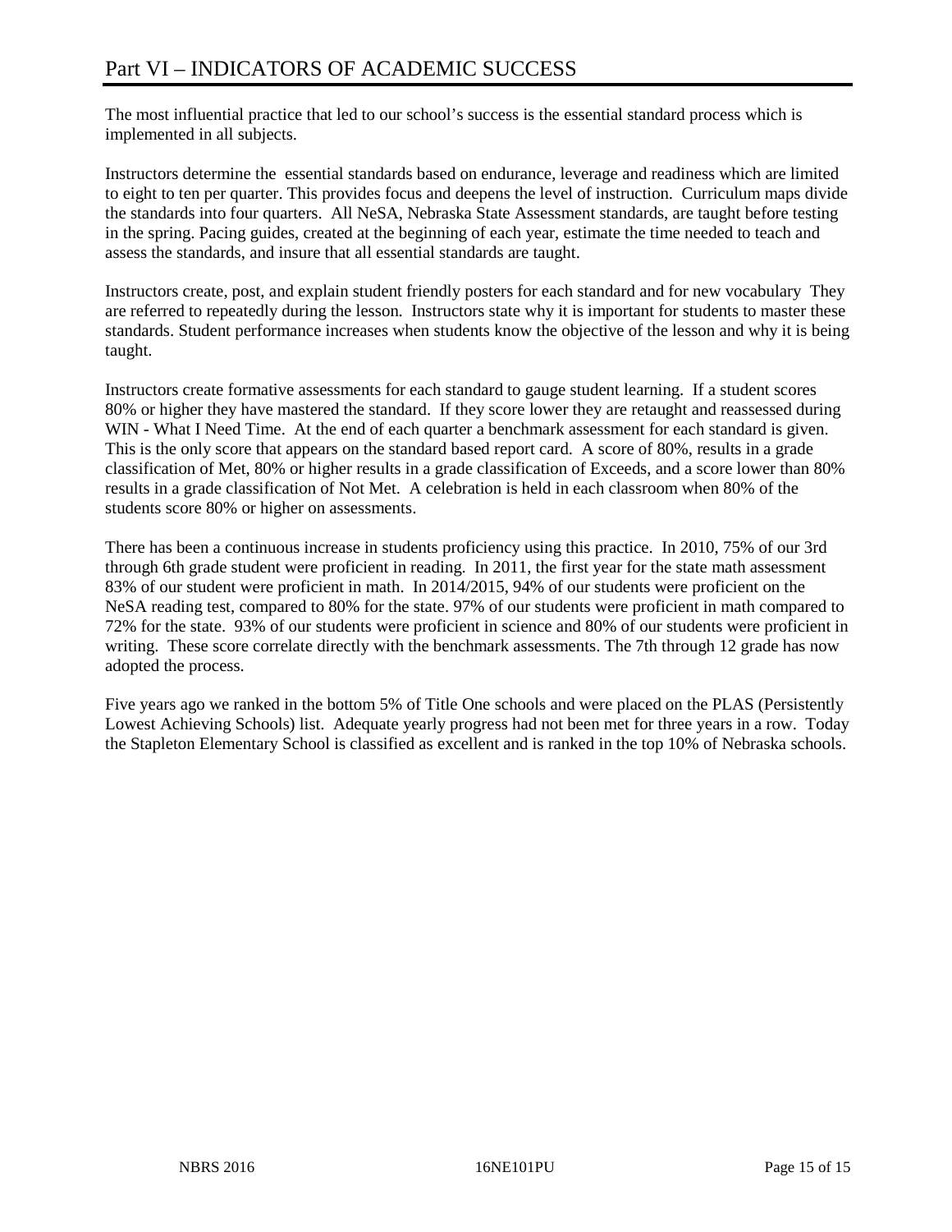# Part VI – INDICATORS OF ACADEMIC SUCCESS

The most influential practice that led to our school's success is the essential standard process which is implemented in all subjects.

Instructors determine the essential standards based on endurance, leverage and readiness which are limited to eight to ten per quarter. This provides focus and deepens the level of instruction. Curriculum maps divide the standards into four quarters. All NeSA, Nebraska State Assessment standards, are taught before testing in the spring. Pacing guides, created at the beginning of each year, estimate the time needed to teach and assess the standards, and insure that all essential standards are taught.

Instructors create, post, and explain student friendly posters for each standard and for new vocabulary They are referred to repeatedly during the lesson. Instructors state why it is important for students to master these standards. Student performance increases when students know the objective of the lesson and why it is being taught.

Instructors create formative assessments for each standard to gauge student learning. If a student scores 80% or higher they have mastered the standard. If they score lower they are retaught and reassessed during WIN - What I Need Time. At the end of each quarter a benchmark assessment for each standard is given. This is the only score that appears on the standard based report card. A score of 80%, results in a grade classification of Met, 80% or higher results in a grade classification of Exceeds, and a score lower than 80% results in a grade classification of Not Met. A celebration is held in each classroom when 80% of the students score 80% or higher on assessments.

There has been a continuous increase in students proficiency using this practice. In 2010, 75% of our 3rd through 6th grade student were proficient in reading. In 2011, the first year for the state math assessment 83% of our student were proficient in math. In 2014/2015, 94% of our students were proficient on the NeSA reading test, compared to 80% for the state. 97% of our students were proficient in math compared to 72% for the state. 93% of our students were proficient in science and 80% of our students were proficient in writing. These score correlate directly with the benchmark assessments. The 7th through 12 grade has now adopted the process.

Five years ago we ranked in the bottom 5% of Title One schools and were placed on the PLAS (Persistently Lowest Achieving Schools) list. Adequate yearly progress had not been met for three years in a row. Today the Stapleton Elementary School is classified as excellent and is ranked in the top 10% of Nebraska schools.